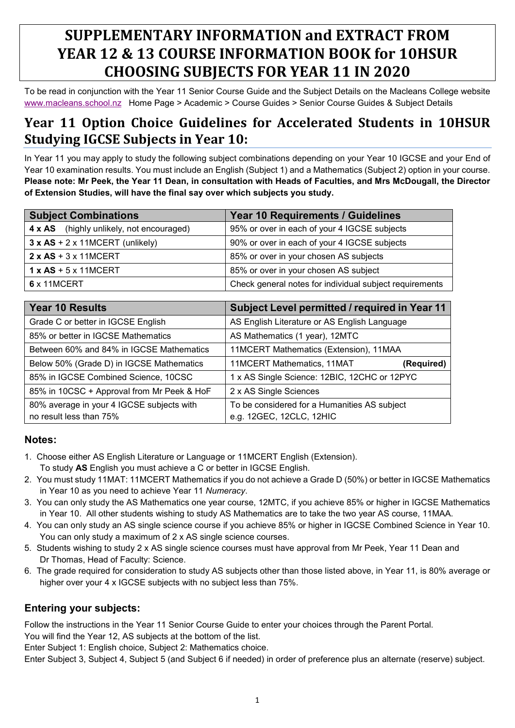# SUPPLEMENTARY INFORMATION and EXTRACT FROM YEAR 12 & 13 COURSE INFORMATION BOOK for 10HSUR CHOOSING SUBJECTS FOR YEAR 11 IN 2020

To be read in conjunction with the Year 11 Senior Course Guide and the Subject Details on the Macleans College website www.macleans.school.nz Home Page > Academic > Course Guides > Senior Course Guides & Subject Details

## Year 11 Option Choice Guidelines for Accelerated Students in 10HSUR Studying IGCSE Subjects in Year 10:

In Year 11 you may apply to study the following subject combinations depending on your Year 10 IGCSE and your End of Year 10 examination results. You must include an English (Subject 1) and a Mathematics (Subject 2) option in your course. **Please note: Mr Peek, the Year 11 Dean, in consultation with Heads of Faculties, and Mrs McDougall, the Director of Extension Studies, will have the final say over which subjects you study.**

| Subject Combinations | Year 10 Requirements / Guidelines |
|---|---|
| **4 x AS** (highly unlikely, not encouraged) | 95% or over in each of your 4 IGCSE subjects |
| **3 x AS** + 2 x 11MCERT (unlikely) | 90% or over in each of your 4 IGCSE subjects |
| **2 x AS** + 3 x 11MCERT | 85% or over in your chosen AS subjects |
| **1 x AS** + 5 x 11MCERT | 85% or over in your chosen AS subject |
| **6** x 11MCERT | Check general notes for individual subject requirements |

| Year 10 Results | Subject Level permitted / required in Year 11 |
|---|---|
| Grade C or better in IGCSE English | AS English Literature or AS English Language |
| 85% or better in IGCSE Mathematics | AS Mathematics (1 year), 12MTC |
| Between 60% and 84% in IGCSE Mathematics | 11MCERT Mathematics (Extension), 11MAA |
| Below 50% (Grade D) in IGCSE Mathematics | 11MCERT Mathematics, 11MAT **(Required)** |
| 85% in IGCSE Combined Science, 10CSC | 1 x AS Single Science: 12BIC, 12CHC or 12PYC |
| 85% in 10CSC + Approval from Mr Peek & HoF | 2 x AS Single Sciences |
| 80% average in your 4 IGCSE subjects with no result less than 75% | To be considered for a Humanities AS subject e.g. 12GEC, 12CLC, 12HIC |

### Notes:

1. Choose either AS English Literature or Language or 11MCERT English (Extension). To study **AS** English you must achieve a C or better in IGCSE English.
2. You must study 11MAT: 11MCERT Mathematics if you do not achieve a Grade D (50%) or better in IGCSE Mathematics in Year 10 as you need to achieve Year 11 *Numeracy*.
3. You can only study the AS Mathematics one year course, 12MTC, if you achieve 85% or higher in IGCSE Mathematics in Year 10. All other students wishing to study AS Mathematics are to take the two year AS course, 11MAA.
4. You can only study an AS single science course if you achieve 85% or higher in IGCSE Combined Science in Year 10. You can only study a maximum of 2 x AS single science courses.
5. Students wishing to study 2 x AS single science courses must have approval from Mr Peek, Year 11 Dean and Dr Thomas, Head of Faculty: Science.
6. The grade required for consideration to study AS subjects other than those listed above, in Year 11, is 80% average or higher over your 4 x IGCSE subjects with no subject less than 75%.

### Entering your subjects:

Follow the instructions in the Year 11 Senior Course Guide to enter your choices through the Parent Portal.
You will find the Year 12, AS subjects at the bottom of the list.
Enter Subject 1: English choice, Subject 2: Mathematics choice.
Enter Subject 3, Subject 4, Subject 5 (and Subject 6 if needed) in order of preference plus an alternate (reserve) subject.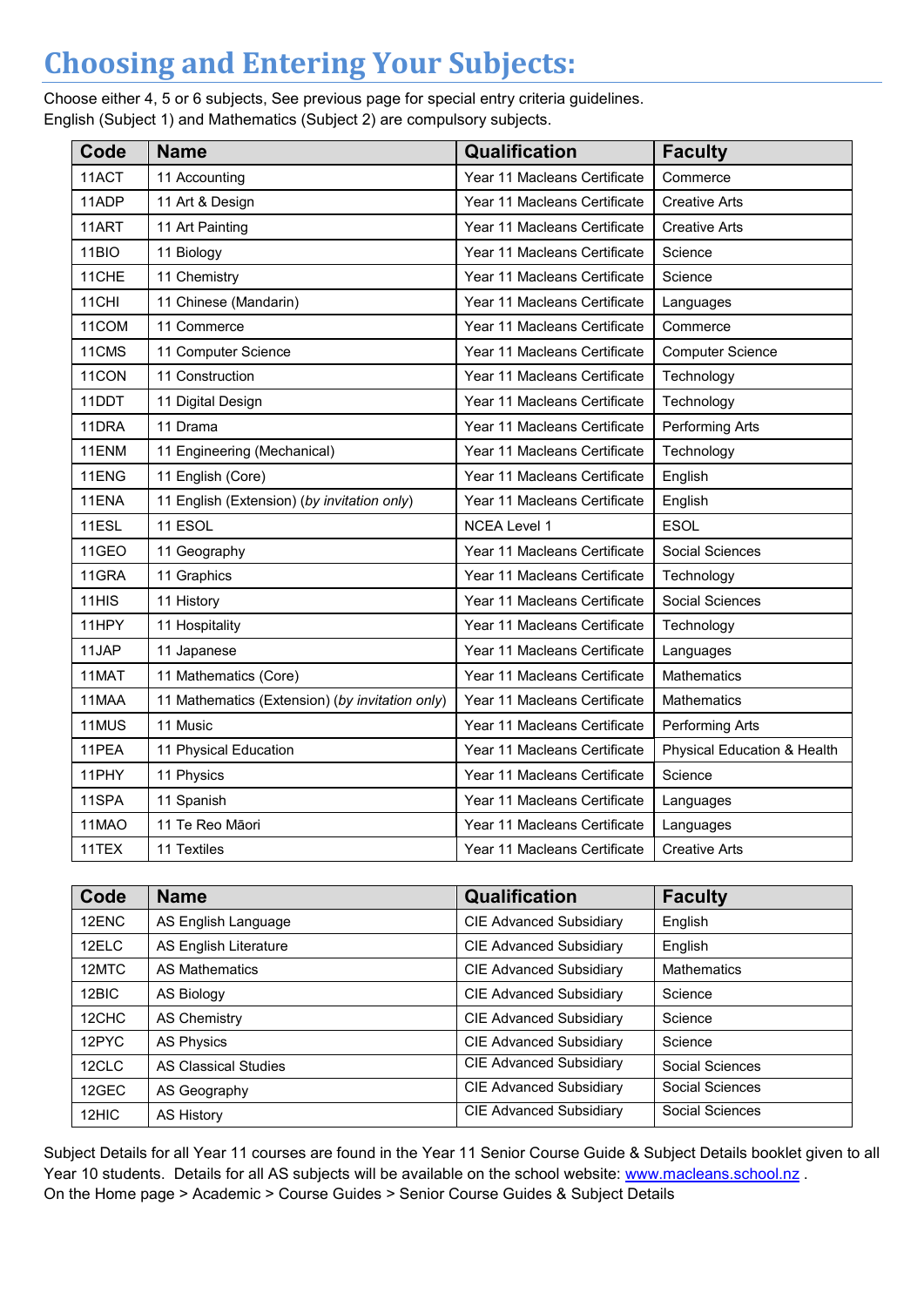# Choosing and Entering Your Subjects:

Choose either 4, 5 or 6 subjects, See previous page for special entry criteria guidelines.
English (Subject 1) and Mathematics (Subject 2) are compulsory subjects.

| Code | Name | Qualification | Faculty |
|---|---|---|---|
| 11ACT | 11 Accounting | Year 11 Macleans Certificate | Commerce |
| 11ADP | 11 Art & Design | Year 11 Macleans Certificate | Creative Arts |
| 11ART | 11 Art Painting | Year 11 Macleans Certificate | Creative Arts |
| 11BIO | 11 Biology | Year 11 Macleans Certificate | Science |
| 11CHE | 11 Chemistry | Year 11 Macleans Certificate | Science |
| 11CHI | 11 Chinese (Mandarin) | Year 11 Macleans Certificate | Languages |
| 11COM | 11 Commerce | Year 11 Macleans Certificate | Commerce |
| 11CMS | 11 Computer Science | Year 11 Macleans Certificate | Computer Science |
| 11CON | 11 Construction | Year 11 Macleans Certificate | Technology |
| 11DDT | 11 Digital Design | Year 11 Macleans Certificate | Technology |
| 11DRA | 11 Drama | Year 11 Macleans Certificate | Performing Arts |
| 11ENM | 11 Engineering (Mechanical) | Year 11 Macleans Certificate | Technology |
| 11ENG | 11 English (Core) | Year 11 Macleans Certificate | English |
| 11ENA | 11 English (Extension) *(by invitation only)* | Year 11 Macleans Certificate | English |
| 11ESL | 11 ESOL | NCEA Level 1 | ESOL |
| 11GEO | 11 Geography | Year 11 Macleans Certificate | Social Sciences |
| 11GRA | 11 Graphics | Year 11 Macleans Certificate | Technology |
| 11HIS | 11 History | Year 11 Macleans Certificate | Social Sciences |
| 11HPY | 11 Hospitality | Year 11 Macleans Certificate | Technology |
| 11JAP | 11 Japanese | Year 11 Macleans Certificate | Languages |
| 11MAT | 11 Mathematics (Core) | Year 11 Macleans Certificate | Mathematics |
| 11MAA | 11 Mathematics (Extension) *(by invitation only)* | Year 11 Macleans Certificate | Mathematics |
| 11MUS | 11 Music | Year 11 Macleans Certificate | Performing Arts |
| 11PEA | 11 Physical Education | Year 11 Macleans Certificate | Physical Education & Health |
| 11PHY | 11 Physics | Year 11 Macleans Certificate | Science |
| 11SPA | 11 Spanish | Year 11 Macleans Certificate | Languages |
| 11MAO | 11 Te Reo Māori | Year 11 Macleans Certificate | Languages |
| 11TEX | 11 Textiles | Year 11 Macleans Certificate | Creative Arts |

| Code | Name | Qualification | Faculty |
|---|---|---|---|
| 12ENC | AS English Language | CIE Advanced Subsidiary | English |
| 12ELC | AS English Literature | CIE Advanced Subsidiary | English |
| 12MTC | AS Mathematics | CIE Advanced Subsidiary | Mathematics |
| 12BIC | AS Biology | CIE Advanced Subsidiary | Science |
| 12CHC | AS Chemistry | CIE Advanced Subsidiary | Science |
| 12PYC | AS Physics | CIE Advanced Subsidiary | Science |
| 12CLC | AS Classical Studies | CIE Advanced Subsidiary | Social Sciences |
| 12GEC | AS Geography | CIE Advanced Subsidiary | Social Sciences |
| 12HIC | AS History | CIE Advanced Subsidiary | Social Sciences |

Subject Details for all Year 11 courses are found in the Year 11 Senior Course Guide & Subject Details booklet given to all Year 10 students. Details for all AS subjects will be available on the school website: [www.macleans.school.nz](http://www.macleans.school.nz) .
On the Home page > Academic > Course Guides > Senior Course Guides & Subject Details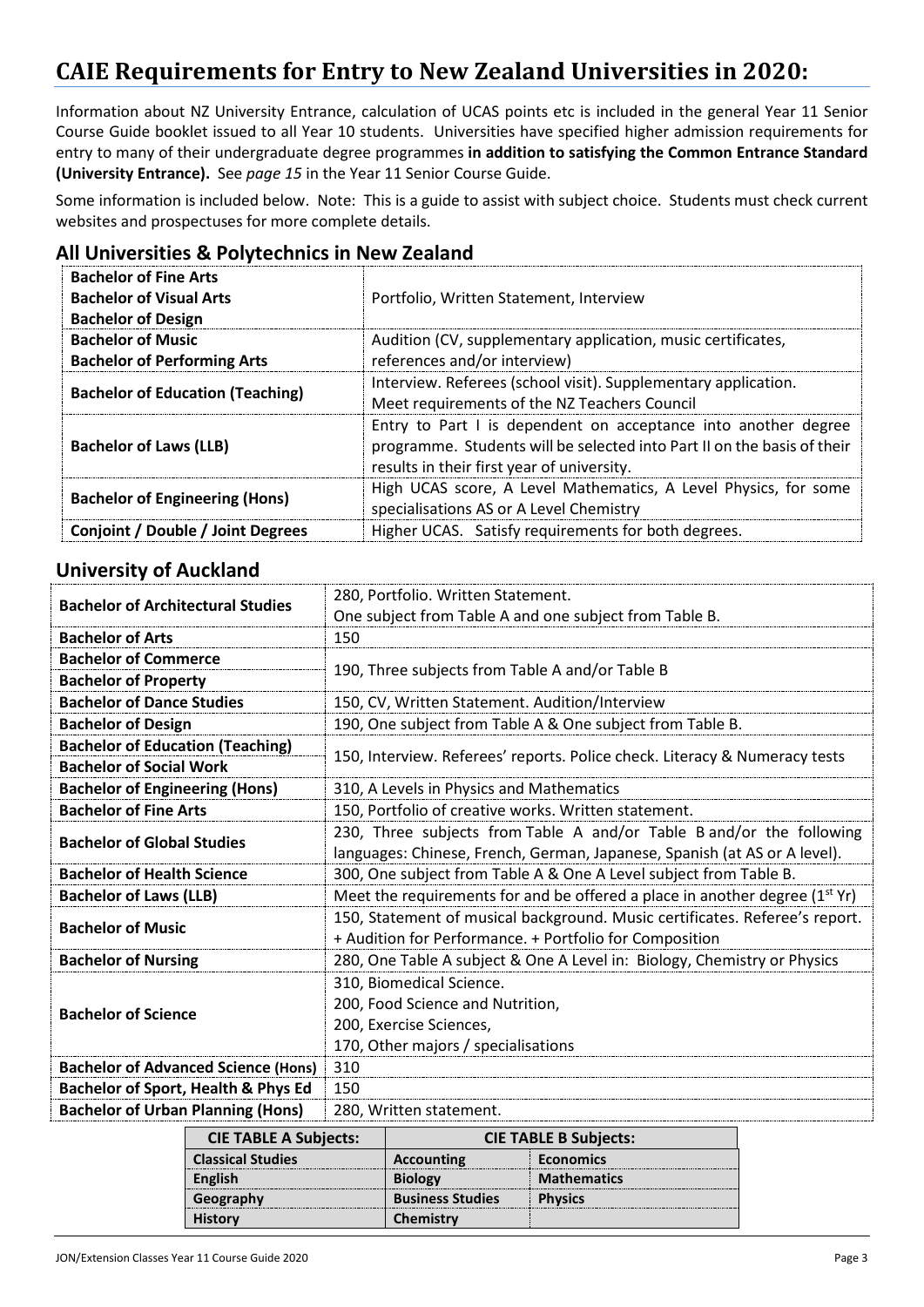# CAIE Requirements for Entry to New Zealand Universities in 2020:

Information about NZ University Entrance, calculation of UCAS points etc is included in the general Year 11 Senior Course Guide booklet issued to all Year 10 students. Universities have specified higher admission requirements for entry to many of their undergraduate degree programmes **in addition to satisfying the Common Entrance Standard (University Entrance).** See *page 15* in the Year 11 Senior Course Guide.

Some information is included below. Note: This is a guide to assist with subject choice. Students must check current websites and prospectuses for more complete details.

## All Universities & Polytechnics in New Zealand

| | |
|---|---|
| **Bachelor of Fine Arts**<br>**Bachelor of Visual Arts**<br>**Bachelor of Design** | Portfolio, Written Statement, Interview |
| **Bachelor of Music**<br>**Bachelor of Performing Arts** | Audition (CV, supplementary application, music certificates, references and/or interview) |
| **Bachelor of Education (Teaching)** | Interview. Referees (school visit). Supplementary application. Meet requirements of the NZ Teachers Council |
| **Bachelor of Laws (LLB)** | Entry to Part I is dependent on acceptance into another degree programme. Students will be selected into Part II on the basis of their results in their first year of university. |
| **Bachelor of Engineering (Hons)** | High UCAS score, A Level Mathematics, A Level Physics, for some specialisations AS or A Level Chemistry |
| **Conjoint / Double / Joint Degrees** | Higher UCAS. Satisfy requirements for both degrees. |

## University of Auckland

| | |
|---|---|
| **Bachelor of Architectural Studies** | 280, Portfolio. Written Statement.<br>One subject from Table A and one subject from Table B. |
| **Bachelor of Arts** | 150 |
| **Bachelor of Commerce**<br>**Bachelor of Property** | 190, Three subjects from Table A and/or Table B |
| **Bachelor of Dance Studies** | 150, CV, Written Statement. Audition/Interview |
| **Bachelor of Design** | 190, One subject from Table A & One subject from Table B. |
| **Bachelor of Education (Teaching)**<br>**Bachelor of Social Work** | 150, Interview. Referees' reports. Police check. Literacy & Numeracy tests |
| **Bachelor of Engineering (Hons)** | 310, A Levels in Physics and Mathematics |
| **Bachelor of Fine Arts** | 150, Portfolio of creative works. Written statement. |
| **Bachelor of Global Studies** | 230, Three subjects from Table A and/or Table B and/or the following languages: Chinese, French, German, Japanese, Spanish (at AS or A level). |
| **Bachelor of Health Science** | 300, One subject from Table A & One A Level subject from Table B. |
| **Bachelor of Laws (LLB)** | Meet the requirements for and be offered a place in another degree (1st Yr) |
| **Bachelor of Music** | 150, Statement of musical background. Music certificates. Referee's report. + Audition for Performance. + Portfolio for Composition |
| **Bachelor of Nursing** | 280, One Table A subject & One A Level in: Biology, Chemistry or Physics |
| **Bachelor of Science** | 310, Biomedical Science.<br>200, Food Science and Nutrition,<br>200, Exercise Sciences,<br>170, Other majors / specialisations |
| **Bachelor of Advanced Science (Hons)** | 310 |
| **Bachelor of Sport, Health & Phys Ed** | 150 |
| **Bachelor of Urban Planning (Hons)** | 280, Written statement. |

| CIE TABLE A Subjects: | CIE TABLE B Subjects: | |
|---|---|---|
| **Classical Studies** | **Accounting** | **Economics** |
| **English** | **Biology** | **Mathematics** |
| **Geography** | **Business Studies** | **Physics** |
| **History** | **Chemistry** | |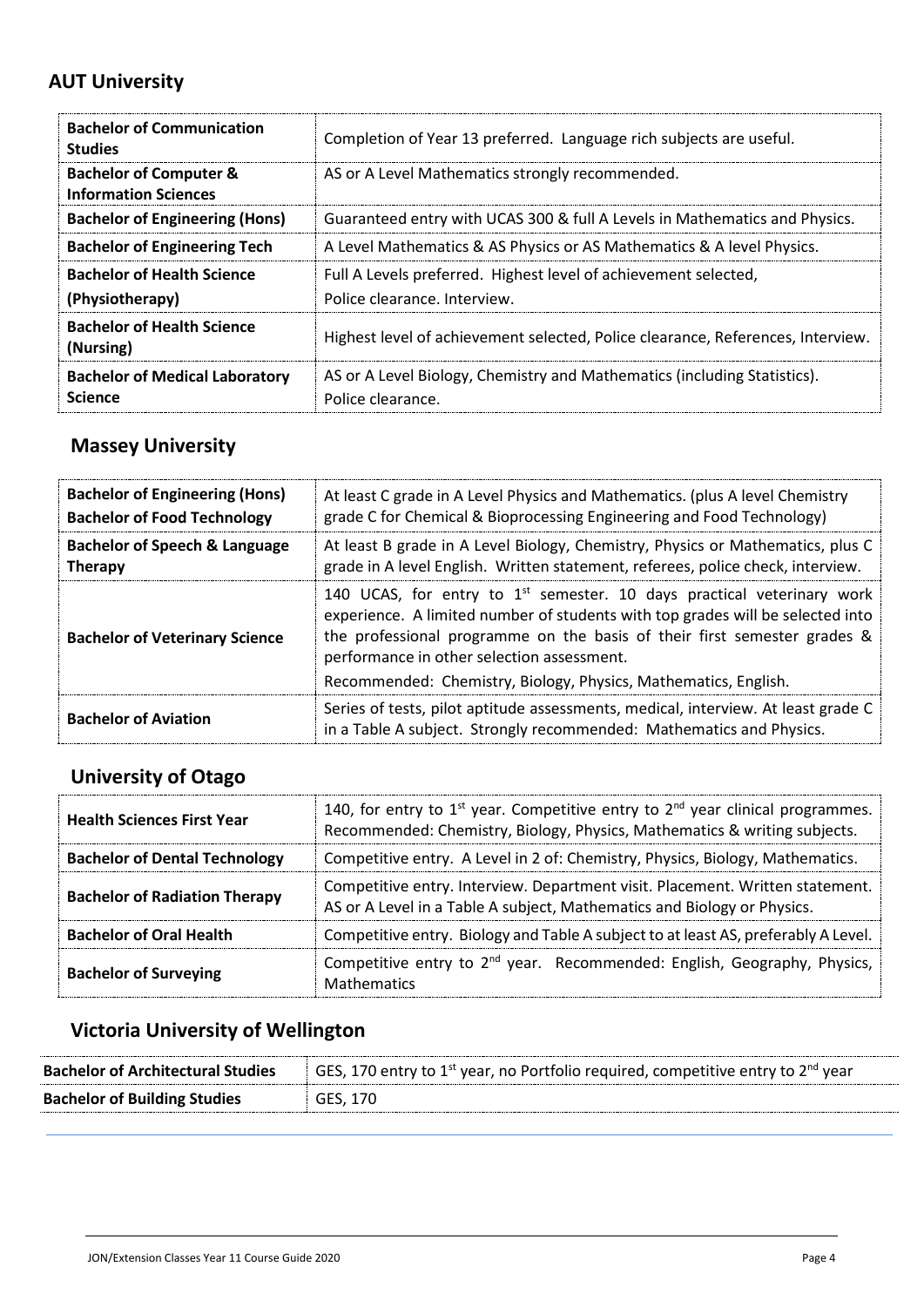## AUT University

| | |
|---|---|
| **Bachelor of Communication Studies** | Completion of Year 13 preferred. Language rich subjects are useful. |
| **Bachelor of Computer & Information Sciences** | AS or A Level Mathematics strongly recommended. |
| **Bachelor of Engineering (Hons)** | Guaranteed entry with UCAS 300 & full A Levels in Mathematics and Physics. |
| **Bachelor of Engineering Tech** | A Level Mathematics & AS Physics or AS Mathematics & A level Physics. |
| **Bachelor of Health Science (Physiotherapy)** | Full A Levels preferred. Highest level of achievement selected, Police clearance. Interview. |
| **Bachelor of Health Science (Nursing)** | Highest level of achievement selected, Police clearance, References, Interview. |
| **Bachelor of Medical Laboratory Science** | AS or A Level Biology, Chemistry and Mathematics (including Statistics). Police clearance. |

## Massey University

| | |
|---|---|
| **Bachelor of Engineering (Hons)** **Bachelor of Food Technology** | At least C grade in A Level Physics and Mathematics. (plus A level Chemistry grade C for Chemical & Bioprocessing Engineering and Food Technology) |
| **Bachelor of Speech & Language Therapy** | At least B grade in A Level Biology, Chemistry, Physics or Mathematics, plus C grade in A level English. Written statement, referees, police check, interview. |
| **Bachelor of Veterinary Science** | 140 UCAS, for entry to 1st semester. 10 days practical veterinary work experience. A limited number of students with top grades will be selected into the professional programme on the basis of their first semester grades & performance in other selection assessment. Recommended: Chemistry, Biology, Physics, Mathematics, English. |
| **Bachelor of Aviation** | Series of tests, pilot aptitude assessments, medical, interview. At least grade C in a Table A subject. Strongly recommended: Mathematics and Physics. |

## University of Otago

| | |
|---|---|
| **Health Sciences First Year** | 140, for entry to 1st year. Competitive entry to 2nd year clinical programmes. Recommended: Chemistry, Biology, Physics, Mathematics & writing subjects. |
| **Bachelor of Dental Technology** | Competitive entry. A Level in 2 of: Chemistry, Physics, Biology, Mathematics. |
| **Bachelor of Radiation Therapy** | Competitive entry. Interview. Department visit. Placement. Written statement. AS or A Level in a Table A subject, Mathematics and Biology or Physics. |
| **Bachelor of Oral Health** | Competitive entry. Biology and Table A subject to at least AS, preferably A Level. |
| **Bachelor of Surveying** | Competitive entry to 2nd year. Recommended: English, Geography, Physics, Mathematics |

## Victoria University of Wellington

| | |
|---|---|
| **Bachelor of Architectural Studies** | GES, 170 entry to 1st year, no Portfolio required, competitive entry to 2nd year |
| **Bachelor of Building Studies** | GES, 170 |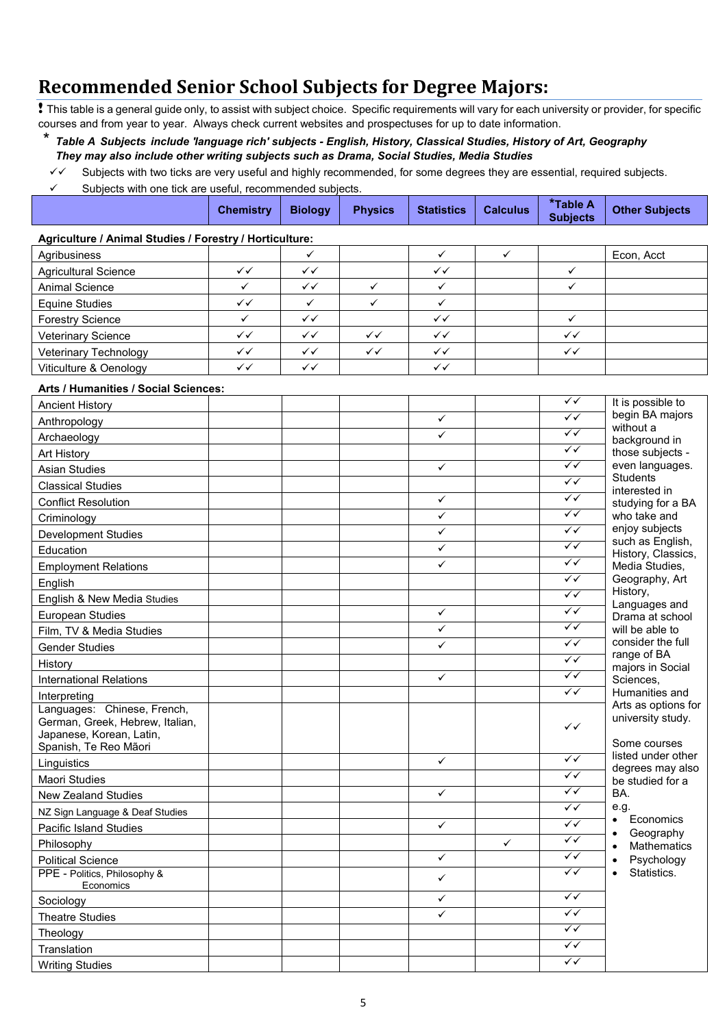# Recommended Senior School Subjects for Degree Majors:

**!** This table is a general guide only, to assist with subject choice. Specific requirements will vary for each university or provider, for specific courses and from year to year. Always check current websites and prospectuses for up to date information.

\* ***Table A Subjects include 'language rich' subjects - English, History, Classical Studies, History of Art, Geography They may also include other writing subjects such as Drama, Social Studies, Media Studies***

✓✓ Subjects with two ticks are very useful and highly recommended, for some degrees they are essential, required subjects.

✓ Subjects with one tick are useful, recommended subjects.

| | Chemistry | Biology | Physics | Statistics | Calculus | *Table A Subjects | Other Subjects |
|---|---|---|---|---|---|---|---|
| **Agriculture / Animal Studies / Forestry / Horticulture:** | | | | | | | |
| Agribusiness | | ✓ | | ✓ | ✓ | | Econ, Acct |
| Agricultural Science | ✓✓ | ✓✓ | | ✓✓ | | ✓ | |
| Animal Science | ✓ | ✓✓ | ✓ | ✓ | | ✓ | |
| Equine Studies | ✓✓ | ✓ | ✓ | ✓ | | | |
| Forestry Science | ✓ | ✓✓ | | ✓✓ | | ✓ | |
| Veterinary Science | ✓✓ | ✓✓ | ✓✓ | ✓✓ | | ✓✓ | |
| Veterinary Technology | ✓✓ | ✓✓ | ✓✓ | ✓✓ | | ✓✓ | |
| Viticulture & Oenology | ✓✓ | ✓✓ | | ✓✓ | | | |
| **Arts / Humanities / Social Sciences:** | | | | | | | |
| Ancient History | | | | | | ✓✓ | It is possible to begin BA majors without a background in those subjects - even languages. Students interested in studying for a BA who take and enjoy subjects such as English, History, Classics, Media Studies, Geography, Art History, Languages and Drama at school will be able to consider the full range of BA majors in Social Sciences, Humanities and Arts as options for university study. Some courses listed under other degrees may also be studied for a BA. e.g. • Economics • Geography • Mathematics • Psychology • Statistics. |
| Anthropology | | | | ✓ | | ✓✓ | |
| Archaeology | | | | ✓ | | ✓✓ | |
| Art History | | | | | | ✓✓ | |
| Asian Studies | | | | ✓ | | ✓✓ | |
| Classical Studies | | | | | | ✓✓ | |
| Conflict Resolution | | | | ✓ | | ✓✓ | |
| Criminology | | | | ✓ | | ✓✓ | |
| Development Studies | | | | ✓ | | ✓✓ | |
| Education | | | | ✓ | | ✓✓ | |
| Employment Relations | | | | ✓ | | ✓✓ | |
| English | | | | | | ✓✓ | |
| English & New Media Studies | | | | | | ✓✓ | |
| European Studies | | | | ✓ | | ✓✓ | |
| Film, TV & Media Studies | | | | ✓ | | ✓✓ | |
| Gender Studies | | | | ✓ | | ✓✓ | |
| History | | | | | | ✓✓ | |
| International Relations | | | | ✓ | | ✓✓ | |
| Interpreting | | | | | | ✓✓ | |
| Languages: Chinese, French, German, Greek, Hebrew, Italian, Japanese, Korean, Latin, Spanish, Te Reo Māori | | | | | | ✓✓ | |
| Linguistics | | | | ✓ | | ✓✓ | |
| Maori Studies | | | | | | ✓✓ | |
| New Zealand Studies | | | | ✓ | | ✓✓ | |
| NZ Sign Language & Deaf Studies | | | | | | ✓✓ | |
| Pacific Island Studies | | | | ✓ | | ✓✓ | |
| Philosophy | | | | | ✓ | ✓✓ | |
| Political Science | | | | ✓ | | ✓✓ | |
| PPE - Politics, Philosophy & Economics | | | | ✓ | | ✓✓ | |
| Sociology | | | | ✓ | | ✓✓ | |
| Theatre Studies | | | | ✓ | | ✓✓ | |
| Theology | | | | | | ✓✓ | |
| Translation | | | | | | ✓✓ | |
| Writing Studies | | | | | | ✓✓ | |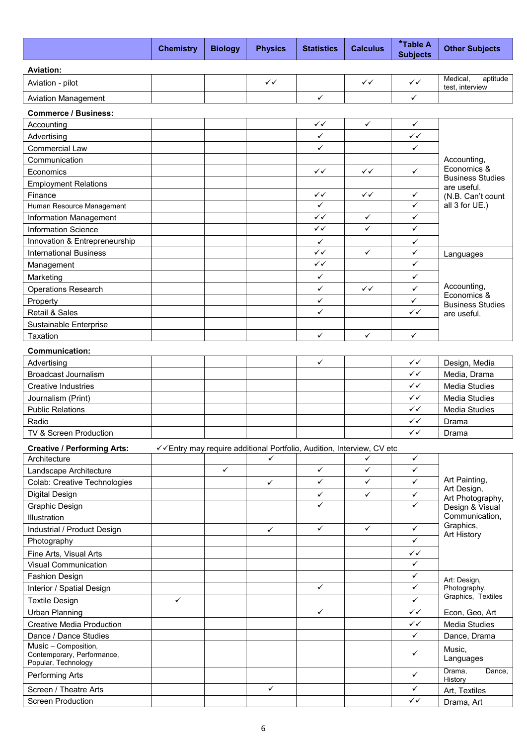| | Chemistry | Biology | Physics | Statistics | Calculus | *Table A Subjects | Other Subjects |
|---|---|---|---|---|---|---|---|
| **Aviation:** | | | | | | | |
| Aviation - pilot | | | ✓✓ | | ✓✓ | ✓✓ | Medical, aptitude test, interview |
| Aviation Management | | | | ✓ | | ✓ | |
| **Commerce / Business:** | | | | | | | |
| Accounting | | | | ✓✓ | ✓ | ✓ | Accounting, Economics & Business Studies are useful. (N.B. Can't count all 3 for UE.) |
| Advertising | | | | ✓ | | ✓✓ | |
| Commercial Law | | | | ✓ | | ✓ | |
| Communication | | | | | | | |
| Economics | | | | ✓✓ | ✓✓ | ✓ | |
| Employment Relations | | | | | | | |
| Finance | | | | ✓✓ | ✓✓ | ✓ | |
| Human Resource Management | | | | ✓ | | ✓ | |
| Information Management | | | | ✓✓ | ✓ | ✓ | |
| Information Science | | | | ✓✓ | ✓ | ✓ | |
| Innovation & Entrepreneurship | | | | ✓ | | ✓ | |
| International Business | | | | ✓✓ | ✓ | ✓ | Languages |
| Management | | | | ✓✓ | | ✓ | Accounting, Economics & Business Studies are useful. |
| Marketing | | | | ✓ | | ✓ | |
| Operations Research | | | | ✓ | ✓✓ | ✓ | |
| Property | | | | ✓ | | ✓ | |
| Retail & Sales | | | | ✓ | | ✓✓ | |
| Sustainable Enterprise | | | | | | | |
| Taxation | | | | ✓ | ✓ | ✓ | |
| **Communication:** | | | | | | | |
| Advertising | | | | ✓ | | ✓✓ | Design, Media |
| Broadcast Journalism | | | | | | ✓✓ | Media, Drama |
| Creative Industries | | | | | | ✓✓ | Media Studies |
| Journalism (Print) | | | | | | ✓✓ | Media Studies |
| Public Relations | | | | | | ✓✓ | Media Studies |
| Radio | | | | | | ✓✓ | Drama |
| TV & Screen Production | | | | | | ✓✓ | Drama |
| **Creative / Performing Arts:** | ✓✓Entry may require additional Portfolio, Audition, Interview, CV etc | | | | | | |
| Architecture | | | ✓ | | ✓ | ✓ | Art Painting, Art Design, Art Photography, Design & Visual Communication, Graphics, Art History |
| Landscape Architecture | | ✓ | | ✓ | ✓ | ✓ | |
| Colab: Creative Technologies | | | ✓ | ✓ | ✓ | ✓ | |
| Digital Design | | | | ✓ | ✓ | ✓ | |
| Graphic Design | | | | ✓ | | ✓ | |
| Illustration | | | | | | | |
| Industrial / Product Design | | | ✓ | ✓ | ✓ | ✓ | |
| Photography | | | | | | ✓ | |
| Fine Arts, Visual Arts | | | | | | ✓✓ | |
| Visual Communication | | | | | | ✓ | |
| Fashion Design | | | | | | ✓ | Art: Design, Photography, Graphics, Textiles |
| Interior / Spatial Design | | | | ✓ | | ✓ | |
| Textile Design | ✓ | | | | | ✓ | |
| Urban Planning | | | | ✓ | | ✓✓ | Econ, Geo, Art |
| Creative Media Production | | | | | | ✓✓ | Media Studies |
| Dance / Dance Studies | | | | | | ✓ | Dance, Drama |
| Music – Composition, Contemporary, Performance, Popular, Technology | | | | | | ✓ | Music, Languages |
| Performing Arts | | | | | | ✓ | Drama, Dance, History |
| Screen / Theatre Arts | | | ✓ | | | ✓ | Art, Textiles |
| Screen Production | | | | | | ✓✓ | Drama, Art |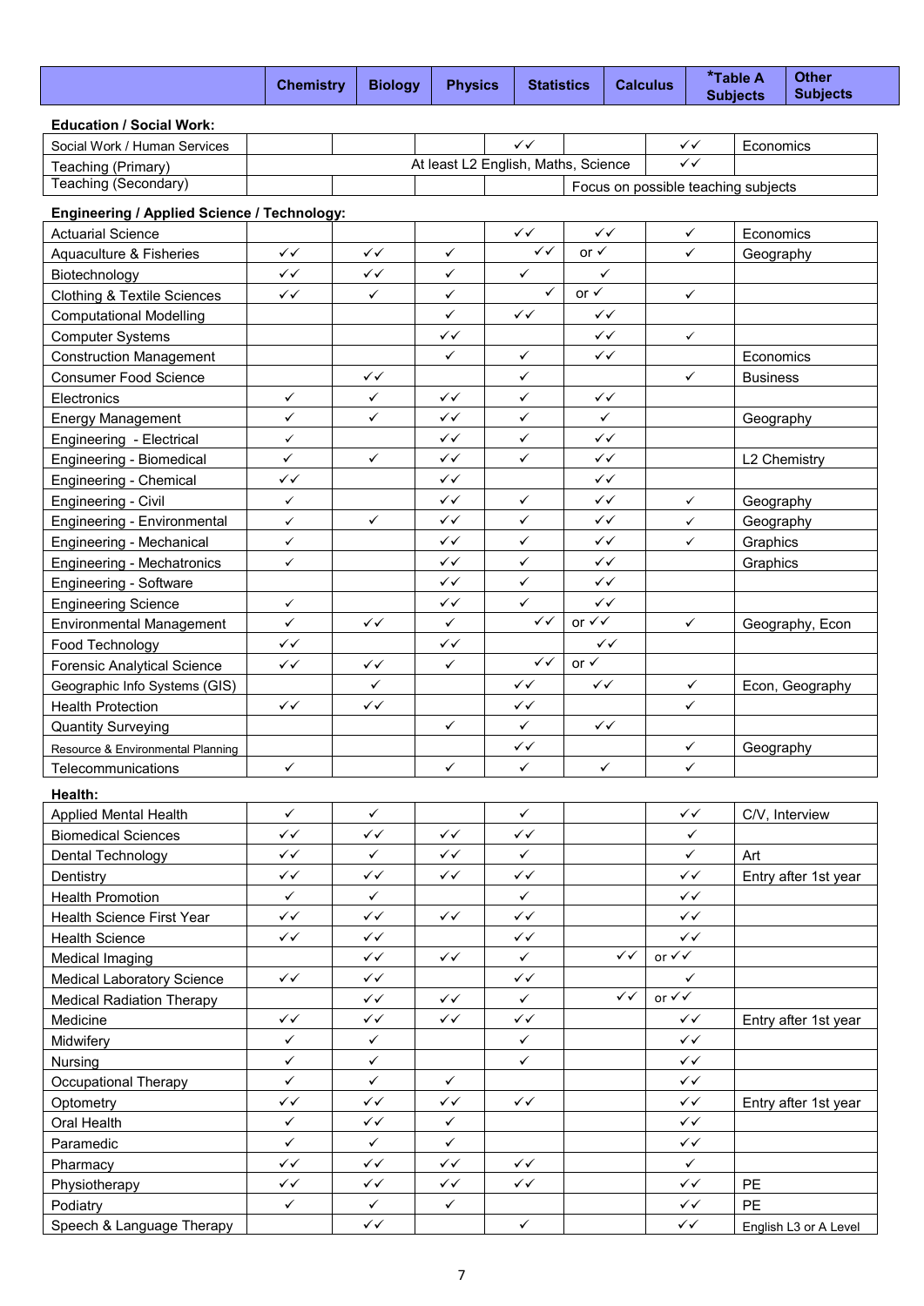| | Chemistry | Biology | Physics | Statistics | Calculus | *Table A Subjects | Other Subjects |
|---|---|---|---|---|---|---|---|
| **Education / Social Work:** | | | | | | | |
| Social Work / Human Services | | | | ✓✓ | | ✓✓ | Economics |
| Teaching (Primary) | At least L2 English, Maths, Science | | | | | ✓✓ | |
| Teaching (Secondary) | | | | | Focus on possible teaching subjects | | |
| **Engineering / Applied Science / Technology:** | | | | | | | |
| Actuarial Science | | | | ✓✓ | ✓✓ | ✓ | Economics |
| Aquaculture & Fisheries | ✓✓ | ✓✓ | ✓ | ✓✓ | or ✓ | ✓ | Geography |
| Biotechnology | ✓✓ | ✓✓ | ✓ | ✓ | ✓ | | |
| Clothing & Textile Sciences | ✓✓ | ✓ | ✓ | ✓ | or ✓ | ✓ | |
| Computational Modelling | | | ✓ | ✓✓ | ✓✓ | | |
| Computer Systems | | | ✓✓ | | ✓✓ | ✓ | |
| Construction Management | | | ✓ | ✓ | ✓✓ | | Economics |
| Consumer Food Science | | ✓✓ | | ✓ | | ✓ | Business |
| Electronics | ✓ | ✓ | ✓✓ | ✓ | ✓✓ | | |
| Energy Management | ✓ | ✓ | ✓✓ | ✓ | ✓ | | Geography |
| Engineering - Electrical | ✓ | | ✓✓ | ✓ | ✓✓ | | |
| Engineering - Biomedical | ✓ | ✓ | ✓✓ | ✓ | ✓✓ | | L2 Chemistry |
| Engineering - Chemical | ✓✓ | | ✓✓ | | ✓✓ | | |
| Engineering - Civil | ✓ | | ✓✓ | ✓ | ✓✓ | ✓ | Geography |
| Engineering - Environmental | ✓ | ✓ | ✓✓ | ✓ | ✓✓ | ✓ | Geography |
| Engineering - Mechanical | ✓ | | ✓✓ | ✓ | ✓✓ | ✓ | Graphics |
| Engineering - Mechatronics | ✓ | | ✓✓ | ✓ | ✓✓ | | Graphics |
| Engineering - Software | | | ✓✓ | ✓ | ✓✓ | | |
| Engineering Science | ✓ | | ✓✓ | ✓ | ✓✓ | | |
| Environmental Management | ✓ | ✓✓ | ✓ | ✓✓ | or ✓✓ | ✓ | Geography, Econ |
| Food Technology | ✓✓ | | ✓✓ | | ✓✓ | | |
| Forensic Analytical Science | ✓✓ | ✓✓ | ✓ | ✓✓ | or ✓ | | |
| Geographic Info Systems (GIS) | | ✓ | | ✓✓ | ✓✓ | ✓ | Econ, Geography |
| Health Protection | ✓✓ | ✓✓ | | ✓✓ | | ✓ | |
| Quantity Surveying | | | ✓ | ✓ | ✓✓ | | |
| Resource & Environmental Planning | | | | ✓✓ | | ✓ | Geography |
| Telecommunications | ✓ | | ✓ | ✓ | ✓ | ✓ | |
| **Health:** | | | | | | | |
| Applied Mental Health | ✓ | ✓ | | ✓ | | ✓✓ | C/V, Interview |
| Biomedical Sciences | ✓✓ | ✓✓ | ✓✓ | ✓✓ | | ✓ | |
| Dental Technology | ✓✓ | ✓ | ✓✓ | ✓ | | ✓ | Art |
| Dentistry | ✓✓ | ✓✓ | ✓✓ | ✓✓ | | ✓✓ | Entry after 1st year |
| Health Promotion | ✓ | ✓ | | ✓ | | ✓✓ | |
| Health Science First Year | ✓✓ | ✓✓ | ✓✓ | ✓✓ | | ✓✓ | |
| Health Science | ✓✓ | ✓✓ | | ✓✓ | | ✓✓ | |
| Medical Imaging | | ✓✓ | ✓✓ | ✓ | ✓✓ | or ✓✓ | |
| Medical Laboratory Science | ✓✓ | ✓✓ | | ✓✓ | | ✓ | |
| Medical Radiation Therapy | | ✓✓ | ✓✓ | ✓ | ✓✓ | or ✓✓ | |
| Medicine | ✓✓ | ✓✓ | ✓✓ | ✓✓ | | ✓✓ | Entry after 1st year |
| Midwifery | ✓ | ✓ | | ✓ | | ✓✓ | |
| Nursing | ✓ | ✓ | | ✓ | | ✓✓ | |
| Occupational Therapy | ✓ | ✓ | ✓ | | | ✓✓ | |
| Optometry | ✓✓ | ✓✓ | ✓✓ | ✓✓ | | ✓✓ | Entry after 1st year |
| Oral Health | ✓ | ✓✓ | ✓ | | | ✓✓ | |
| Paramedic | ✓ | ✓ | ✓ | | | ✓✓ | |
| Pharmacy | ✓✓ | ✓✓ | ✓✓ | ✓✓ | | ✓ | |
| Physiotherapy | ✓✓ | ✓✓ | ✓✓ | ✓✓ | | ✓✓ | PE |
| Podiatry | ✓ | ✓ | ✓ | | | ✓✓ | PE |
| Speech & Language Therapy | | ✓✓ | | ✓ | | ✓✓ | English L3 or A Level |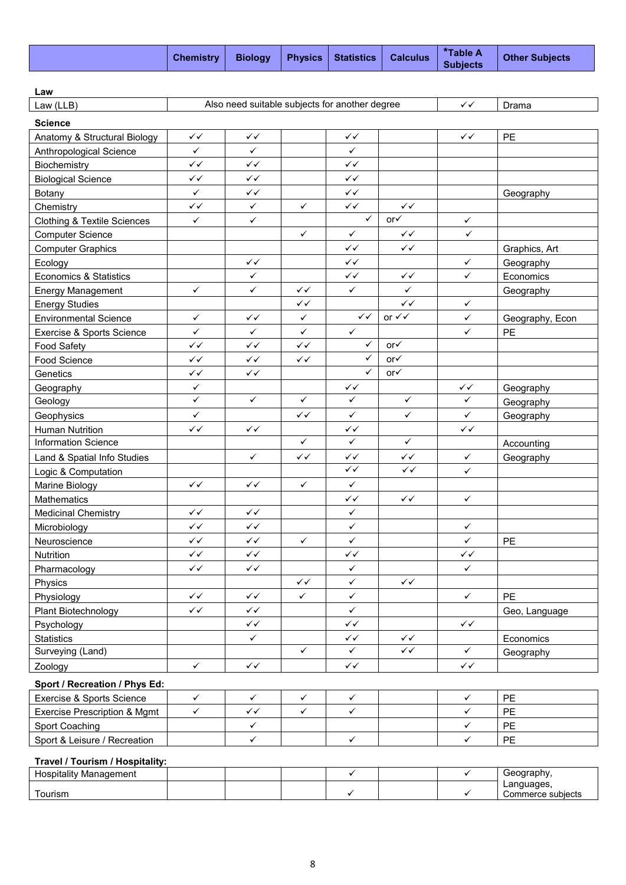| | Chemistry | Biology | Physics | Statistics | Calculus | *Table A Subjects | Other Subjects |
|---|---|---|---|---|---|---|---|
| **Law** | | | | | | | |
| Law (LLB) | Also need suitable subjects for another degree | | | | | ✓✓ | Drama |
| **Science** | | | | | | | |
| Anatomy & Structural Biology | ✓✓ | ✓✓ | | ✓✓ | | ✓✓ | PE |
| Anthropological Science | ✓ | ✓ | | ✓ | | | |
| Biochemistry | ✓✓ | ✓✓ | | ✓✓ | | | |
| Biological Science | ✓✓ | ✓✓ | | ✓✓ | | | |
| Botany | ✓ | ✓✓ | | ✓✓ | | | Geography |
| Chemistry | ✓✓ | ✓ | ✓ | ✓✓ | ✓✓ | | |
| Clothing & Textile Sciences | ✓ | ✓ | | ✓ | or✓ | ✓ | |
| Computer Science | | | ✓ | ✓ | ✓✓ | ✓ | |
| Computer Graphics | | | | ✓✓ | ✓✓ | | Graphics, Art |
| Ecology | | ✓✓ | | ✓✓ | | ✓ | Geography |
| Economics & Statistics | | ✓ | | ✓✓ | ✓✓ | ✓ | Economics |
| Energy Management | ✓ | ✓ | ✓✓ | ✓ | ✓ | | Geography |
| Energy Studies | | | ✓✓ | | ✓✓ | ✓ | |
| Environmental Science | ✓ | ✓✓ | ✓ | ✓✓ | or ✓✓ | ✓ | Geography, Econ |
| Exercise & Sports Science | ✓ | ✓ | ✓ | ✓ | | ✓ | PE |
| Food Safety | ✓✓ | ✓✓ | ✓✓ | ✓ | or✓ | | |
| Food Science | ✓✓ | ✓✓ | ✓✓ | ✓ | or✓ | | |
| Genetics | ✓✓ | ✓✓ | | ✓ | or✓ | | |
| Geography | ✓ | | | ✓✓ | | ✓✓ | Geography |
| Geology | ✓ | ✓ | ✓ | ✓ | ✓ | ✓ | Geography |
| Geophysics | ✓ | | ✓✓ | ✓ | ✓ | ✓ | Geography |
| Human Nutrition | ✓✓ | ✓✓ | | ✓✓ | | ✓✓ | |
| Information Science | | | ✓ | ✓ | ✓ | | Accounting |
| Land & Spatial Info Studies | | ✓ | ✓✓ | ✓✓ | ✓✓ | ✓ | Geography |
| Logic & Computation | | | | ✓✓ | ✓✓ | ✓ | |
| Marine Biology | ✓✓ | ✓✓ | ✓ | ✓ | | | |
| Mathematics | | | | ✓✓ | ✓✓ | ✓ | |
| Medicinal Chemistry | ✓✓ | ✓✓ | | ✓ | | | |
| Microbiology | ✓✓ | ✓✓ | | ✓ | | ✓ | |
| Neuroscience | ✓✓ | ✓✓ | ✓ | ✓ | | ✓ | PE |
| Nutrition | ✓✓ | ✓✓ | | ✓✓ | | ✓✓ | |
| Pharmacology | ✓✓ | ✓✓ | | ✓ | | ✓ | |
| Physics | | | ✓✓ | ✓ | ✓✓ | | |
| Physiology | ✓✓ | ✓✓ | ✓ | ✓ | | ✓ | PE |
| Plant Biotechnology | ✓✓ | ✓✓ | | ✓ | | | Geo, Language |
| Psychology | | ✓✓ | | ✓✓ | | ✓✓ | |
| Statistics | | ✓ | | ✓✓ | ✓✓ | | Economics |
| Surveying (Land) | | | ✓ | ✓ | ✓✓ | ✓ | Geography |
| Zoology | ✓ | ✓✓ | | ✓✓ | | ✓✓ | |
| **Sport / Recreation / Phys Ed:** | | | | | | | |
| Exercise & Sports Science | ✓ | ✓ | ✓ | ✓ | | ✓ | PE |
| Exercise Prescription & Mgmt | ✓ | ✓✓ | ✓ | ✓ | | ✓ | PE |
| Sport Coaching | | ✓ | | | | ✓ | PE |
| Sport & Leisure / Recreation | | ✓ | | ✓ | | ✓ | PE |
| **Travel / Tourism / Hospitality:** | | | | | | | |
| Hospitality Management | | | | ✓ | | ✓ | Geography, Languages, Commerce subjects |
| Tourism | | | | ✓ | | ✓ | |